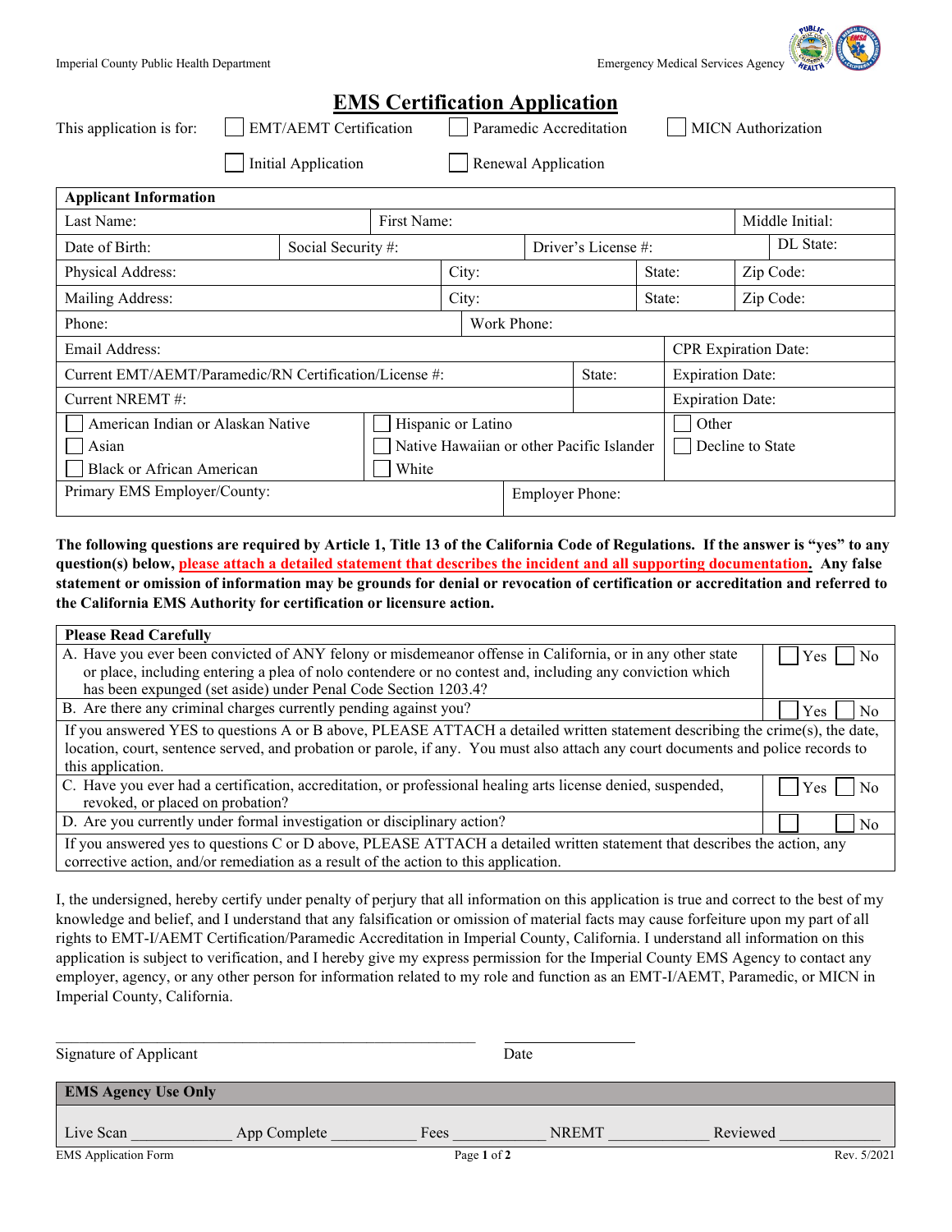Imperial County Public Health Department | Emergency Medical Services Agency

# EMS Certification Application

This application is for: ☐ EMT/AEMT Certification ☐ Paramedic Accreditation ☐ MICN Authorization

☐ Initial Application ☐ Renewal Application

| Applicant Information | | | |
|---|---|---|---|
| Last Name: | First Name: | | Middle Initial: |
| Date of Birth: | Social Security #: | Driver's License #: | DL State: |
| Physical Address: | City: | State: | Zip Code: |
| Mailing Address: | City: | State: | Zip Code: |
| Phone: | Work Phone: | | |
| Email Address: | | | CPR Expiration Date: |
| Current EMT/AEMT/Paramedic/RN Certification/License #: | | State: | Expiration Date: |
| Current NREMT #: | | | Expiration Date: |
| ☐ American Indian or Alaskan Native | ☐ Hispanic or Latino | ☐ Other | |
| ☐ Asian | ☐ Native Hawaiian or other Pacific Islander | ☐ Decline to State | |
| ☐ Black or African American | ☐ White | | |
| Primary EMS Employer/County: | | Employer Phone: | |

**The following questions are required by Article 1, Title 13 of the California Code of Regulations. If the answer is "yes" to any question(s) below, please attach a detailed statement that describes the incident and all supporting documentation. Any false statement or omission of information may be grounds for denial or revocation of certification or accreditation and referred to the California EMS Authority for certification or licensure action.**

| Please Read Carefully | |
|---|---|
| A. Have you ever been convicted of ANY felony or misdemeanor offense in California, or in any other state or place, including entering a plea of nolo contendere or no contest and, including any conviction which has been expunged (set aside) under Penal Code Section 1203.4? | ☐ Yes ☐ No |
| B. Are there any criminal charges currently pending against you? | ☐ Yes ☐ No |
| If you answered YES to questions A or B above, PLEASE ATTACH a detailed written statement describing the crime(s), the date, location, court, sentence served, and probation or parole, if any. You must also attach any court documents and police records to this application. | |
| C. Have you ever had a certification, accreditation, or professional healing arts license denied, suspended, revoked, or placed on probation? | ☐ Yes ☐ No |
| D. Are you currently under formal investigation or disciplinary action? | ☐ ☐ No |
| If you answered yes to questions C or D above, PLEASE ATTACH a detailed written statement that describes the action, any corrective action, and/or remediation as a result of the action to this application. | |

I, the undersigned, hereby certify under penalty of perjury that all information on this application is true and correct to the best of my knowledge and belief, and I understand that any falsification or omission of material facts may cause forfeiture upon my part of all rights to EMT-I/AEMT Certification/Paramedic Accreditation in Imperial County, California. I understand all information on this application is subject to verification, and I hereby give my express permission for the Imperial County EMS Agency to contact any employer, agency, or any other person for information related to my role and function as an EMT-I/AEMT, Paramedic, or MICN in Imperial County, California.

\_\_\_\_\_\_\_\_\_\_\_\_\_\_\_\_\_\_\_\_\_\_\_\_\_\_\_\_\_\_\_\_\_\_\_\_\_\_\_\_ \_\_\_\_\_\_\_\_\_\_\_\_\_\_\_\_
Signature of Applicant Date

| EMS Agency Use Only | | | | |
|---|---|---|---|---|
| Live Scan \_\_\_\_\_\_\_\_ | App Complete \_\_\_\_\_\_\_\_ | Fees \_\_\_\_\_\_\_\_ | NREMT \_\_\_\_\_\_\_\_ | Reviewed \_\_\_\_\_\_\_\_ |

EMS Application Form Rev. 5/2021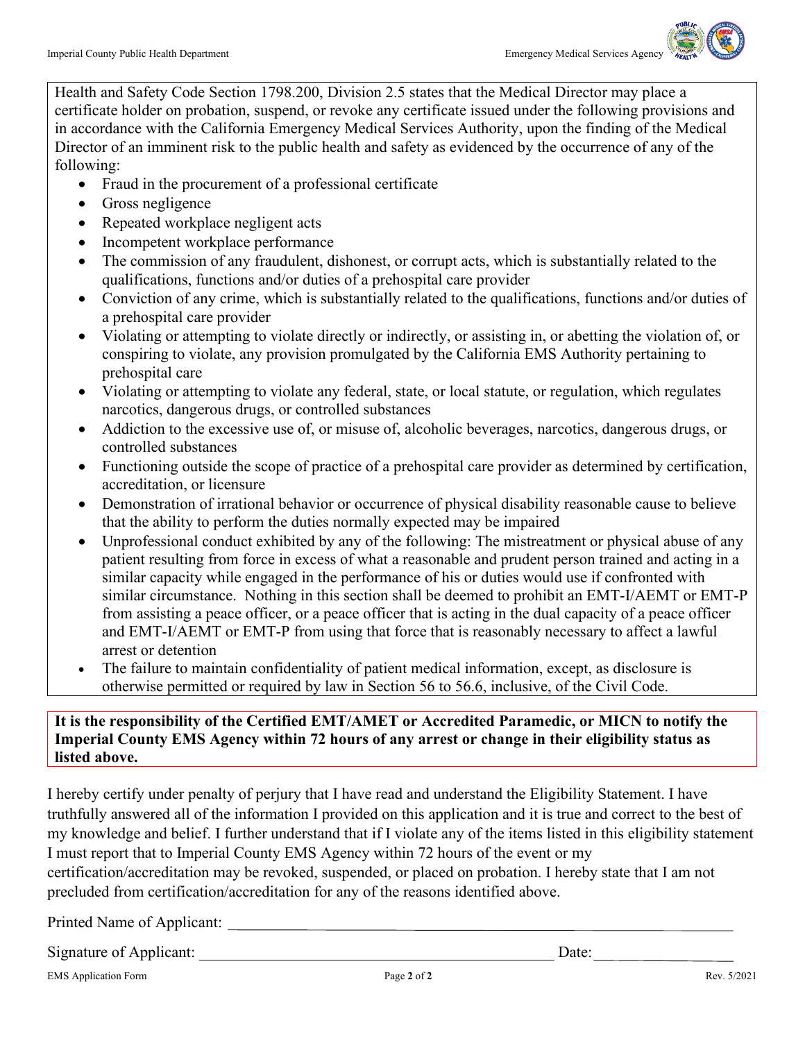Health and Safety Code Section 1798.200, Division 2.5 states that the Medical Director may place a certificate holder on probation, suspend, or revoke any certificate issued under the following provisions and in accordance with the California Emergency Medical Services Authority, upon the finding of the Medical Director of an imminent risk to the public health and safety as evidenced by the occurrence of any of the following:

- Fraud in the procurement of a professional certificate
- Gross negligence
- Repeated workplace negligent acts
- Incompetent workplace performance
- The commission of any fraudulent, dishonest, or corrupt acts, which is substantially related to the qualifications, functions and/or duties of a prehospital care provider
- Conviction of any crime, which is substantially related to the qualifications, functions and/or duties of a prehospital care provider
- Violating or attempting to violate directly or indirectly, or assisting in, or abetting the violation of, or conspiring to violate, any provision promulgated by the California EMS Authority pertaining to prehospital care
- Violating or attempting to violate any federal, state, or local statute, or regulation, which regulates narcotics, dangerous drugs, or controlled substances
- Addiction to the excessive use of, or misuse of, alcoholic beverages, narcotics, dangerous drugs, or controlled substances
- Functioning outside the scope of practice of a prehospital care provider as determined by certification, accreditation, or licensure
- Demonstration of irrational behavior or occurrence of physical disability reasonable cause to believe that the ability to perform the duties normally expected may be impaired
- Unprofessional conduct exhibited by any of the following: The mistreatment or physical abuse of any patient resulting from force in excess of what a reasonable and prudent person trained and acting in a similar capacity while engaged in the performance of his or duties would use if confronted with similar circumstance. Nothing in this section shall be deemed to prohibit an EMT-I/AEMT or EMT-P from assisting a peace officer, or a peace officer that is acting in the dual capacity of a peace officer and EMT-I/AEMT or EMT-P from using that force that is reasonably necessary to affect a lawful arrest or detention
- The failure to maintain confidentiality of patient medical information, except, as disclosure is otherwise permitted or required by law in Section 56 to 56.6, inclusive, of the Civil Code.

**It is the responsibility of the Certified EMT/AMET or Accredited Paramedic, or MICN to notify the Imperial County EMS Agency within 72 hours of any arrest or change in their eligibility status as listed above.**

I hereby certify under penalty of perjury that I have read and understand the Eligibility Statement. I have truthfully answered all of the information I provided on this application and it is true and correct to the best of my knowledge and belief. I further understand that if I violate any of the items listed in this eligibility statement I must report that to Imperial County EMS Agency within 72 hours of the event or my certification/accreditation may be revoked, suspended, or placed on probation. I hereby state that I am not precluded from certification/accreditation for any of the reasons identified above.

Printed Name of Applicant: ______________________________________________

Signature of Applicant: ______________________________________ Date: ______________